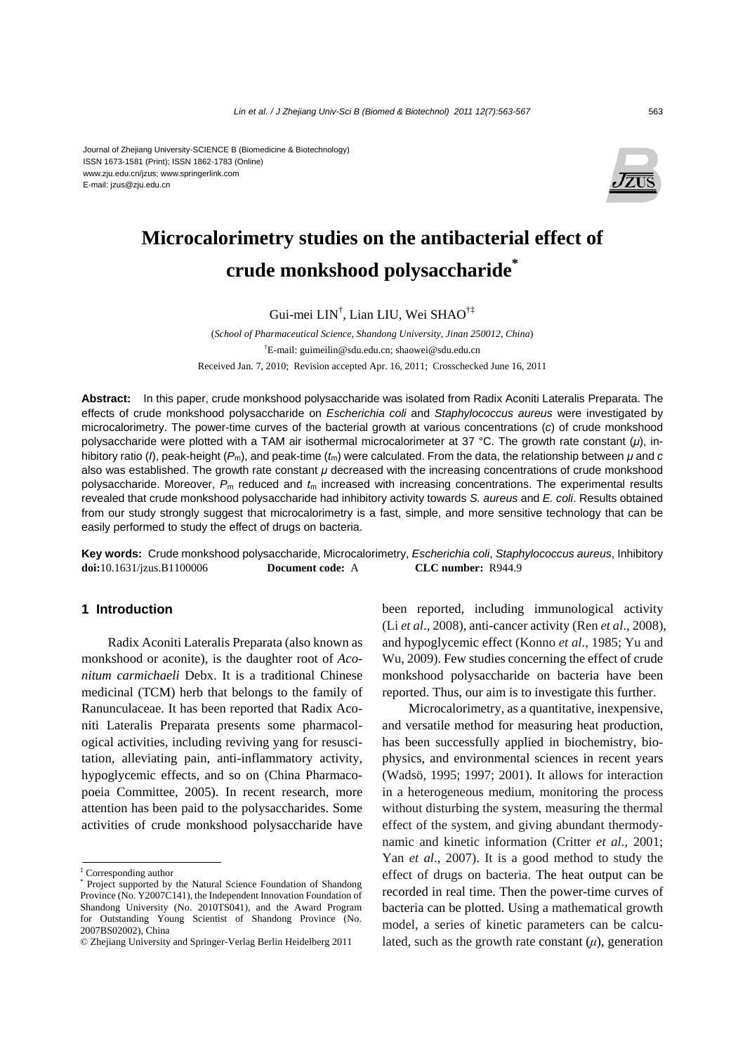Journal of Zhejiang University-SCIENCE B (Biomedicine & Biotechnology)
ISSN 1673-1581 (Print); ISSN 1862-1783 (Online)
www.zju.edu.cn/jzus; www.springerlink.com
E-mail: jzus@zju.edu.cn

# Microcalorimetry studies on the antibacterial effect of crude monkshood polysaccharide*

Gui-mei LIN†, Lian LIU, Wei SHAO†‡

(*School of Pharmaceutical Science, Shandong University, Jinan 250012, China*)

†E-mail: guimeilin@sdu.edu.cn; shaowei@sdu.edu.cn

Received Jan. 7, 2010; Revision accepted Apr. 16, 2011; Crosschecked June 16, 2011

**Abstract:** In this paper, crude monkshood polysaccharide was isolated from Radix Aconiti Lateralis Preparata. The effects of crude monkshood polysaccharide on *Escherichia coli* and *Staphylococcus aureus* were investigated by microcalorimetry. The power-time curves of the bacterial growth at various concentrations ($c$) of crude monkshood polysaccharide were plotted with a TAM air isothermal microcalorimeter at 37 °C. The growth rate constant ($\mu$), inhibitory ratio ($I$), peak-height ($P_m$), and peak-time ($t_m$) were calculated. From the data, the relationship between $\mu$ and $c$ also was established. The growth rate constant $\mu$ decreased with the increasing concentrations of crude monkshood polysaccharide. Moreover, $P_m$ reduced and $t_m$ increased with increasing concentrations. The experimental results revealed that crude monkshood polysaccharide had inhibitory activity towards *S. aureus* and *E. coli*. Results obtained from our study strongly suggest that microcalorimetry is a fast, simple, and more sensitive technology that can be easily performed to study the effect of drugs on bacteria.

**Key words:** Crude monkshood polysaccharide, Microcalorimetry, *Escherichia coli*, *Staphylococcus aureus*, Inhibitory
**doi:**10.1631/jzus.B1100006 **Document code:** A **CLC number:** R944.9

## 1 Introduction

Radix Aconiti Lateralis Preparata (also known as monkshood or aconite), is the daughter root of *Aconitum carmichaeli* Debx. It is a traditional Chinese medicinal (TCM) herb that belongs to the family of Ranunculaceae. It has been reported that Radix Aconiti Lateralis Preparata presents some pharmacological activities, including reviving yang for resuscitation, alleviating pain, anti-inflammatory activity, hypoglycemic effects, and so on (China Pharmacopoeia Committee, 2005). In recent research, more attention has been paid to the polysaccharides. Some activities of crude monkshood polysaccharide have been reported, including immunological activity (Li *et al*., 2008), anti-cancer activity (Ren *et al*., 2008), and hypoglycemic effect (Konno *et al*., 1985; Yu and Wu, 2009). Few studies concerning the effect of crude monkshood polysaccharide on bacteria have been reported. Thus, our aim is to investigate this further.

Microcalorimetry, as a quantitative, inexpensive, and versatile method for measuring heat production, has been successfully applied in biochemistry, biophysics, and environmental sciences in recent years (Wadsö, 1995; 1997; 2001). It allows for interaction in a heterogeneous medium, monitoring the process without disturbing the system, measuring the thermal effect of the system, and giving abundant thermodynamic and kinetic information (Critter *et al*., 2001; Yan *et al*., 2007). It is a good method to study the effect of drugs on bacteria. The heat output can be recorded in real time. Then the power-time curves of bacteria can be plotted. Using a mathematical growth model, a series of kinetic parameters can be calculated, such as the growth rate constant ($\mu$), generation

‡ Corresponding author

\* Project supported by the Natural Science Foundation of Shandong Province (No. Y2007C141), the Independent Innovation Foundation of Shandong University (No. 2010TS041), and the Award Program for Outstanding Young Scientist of Shandong Province (No. 2007BS02002), China

© Zhejiang University and Springer-Verlag Berlin Heidelberg 2011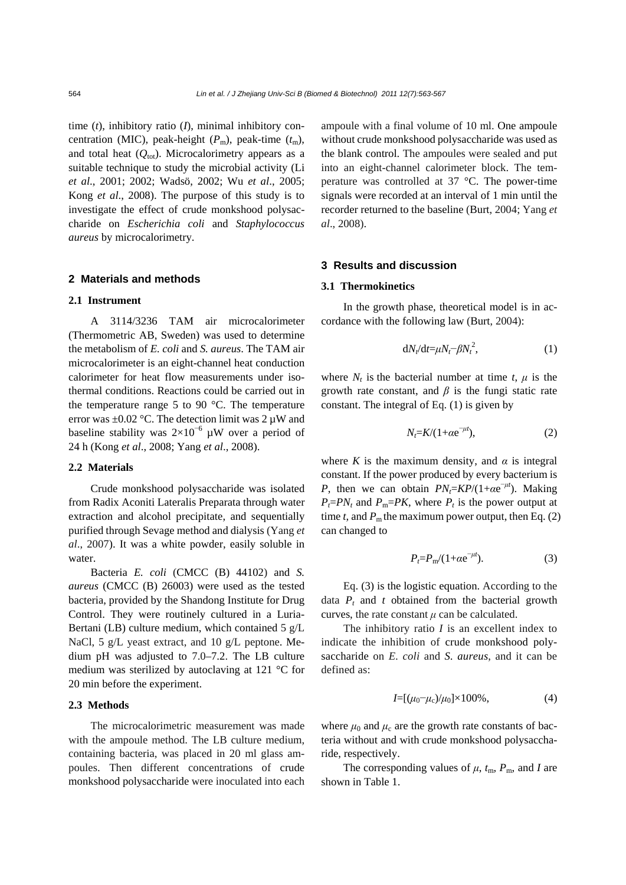time ($t$), inhibitory ratio ($I$), minimal inhibitory concentration (MIC), peak-height ($P_m$), peak-time ($t_m$), and total heat ($Q_{tot}$). Microcalorimetry appears as a suitable technique to study the microbial activity (Li *et al*., 2001; 2002; Wadsö, 2002; Wu *et al*., 2005; Kong *et al*., 2008). The purpose of this study is to investigate the effect of crude monkshood polysaccharide on *Escherichia coli* and *Staphylococcus aureus* by microcalorimetry.

## 2 Materials and methods

### 2.1 Instrument

A 3114/3236 TAM air microcalorimeter (Thermometric AB, Sweden) was used to determine the metabolism of *E. coli* and *S. aureus*. The TAM air microcalorimeter is an eight-channel heat conduction calorimeter for heat flow measurements under isothermal conditions. Reactions could be carried out in the temperature range 5 to 90 °C. The temperature error was ±0.02 °C. The detection limit was 2 μW and baseline stability was $2\times10^{-6}$ μW over a period of 24 h (Kong *et al*., 2008; Yang *et al*., 2008).

### 2.2 Materials

Crude monkshood polysaccharide was isolated from Radix Aconiti Lateralis Preparata through water extraction and alcohol precipitate, and sequentially purified through Sevage method and dialysis (Yang *et al*., 2007). It was a white powder, easily soluble in water.

Bacteria *E. coli* (CMCC (B) 44102) and *S. aureus* (CMCC (B) 26003) were used as the tested bacteria, provided by the Shandong Institute for Drug Control. They were routinely cultured in a Luria-Bertani (LB) culture medium, which contained 5 g/L NaCl, 5 g/L yeast extract, and 10 g/L peptone. Medium pH was adjusted to 7.0–7.2. The LB culture medium was sterilized by autoclaving at 121 °C for 20 min before the experiment.

### 2.3 Methods

The microcalorimetric measurement was made with the ampoule method. The LB culture medium, containing bacteria, was placed in 20 ml glass ampoules. Then different concentrations of crude monkshood polysaccharide were inoculated into each ampoule with a final volume of 10 ml. One ampoule without crude monkshood polysaccharide was used as the blank control. The ampoules were sealed and put into an eight-channel calorimeter block. The temperature was controlled at 37 °C. The power-time signals were recorded at an interval of 1 min until the recorder returned to the baseline (Burt, 2004; Yang *et al*., 2008).

## 3 Results and discussion

### 3.1 Thermokinetics

In the growth phase, theoretical model is in accordance with the following law (Burt, 2004):

$$dN_t/dt=\mu N_t-\beta N_t^2, \tag{1}$$

where $N_t$ is the bacterial number at time $t$, $\mu$ is the growth rate constant, and $\beta$ is the fungi static rate constant. The integral of Eq. (1) is given by

$$N_t=K/(1+\alpha e^{-\mu t}), \tag{2}$$

where $K$ is the maximum density, and $\alpha$ is integral constant. If the power produced by every bacterium is $P$, then we can obtain $PN_t=KP/(1+\alpha e^{-\mu t})$. Making $P_t=PN_t$ and $P_m=PK$, where $P_t$ is the power output at time $t$, and $P_m$ the maximum power output, then Eq. (2) can changed to

$$P_t=P_m/(1+\alpha e^{-\mu t}). \tag{3}$$

Eq. (3) is the logistic equation. According to the data $P_t$ and $t$ obtained from the bacterial growth curves, the rate constant $\mu$ can be calculated.

The inhibitory ratio $I$ is an excellent index to indicate the inhibition of crude monkshood polysaccharide on *E. coli* and *S. aureus*, and it can be defined as:

$$I=[(\mu_0-\mu_c)/\mu_0]\times100\%, \tag{4}$$

where $\mu_0$ and $\mu_c$ are the growth rate constants of bacteria without and with crude monkshood polysaccharide, respectively.

The corresponding values of $\mu$, $t_m$, $P_m$, and $I$ are shown in Table 1.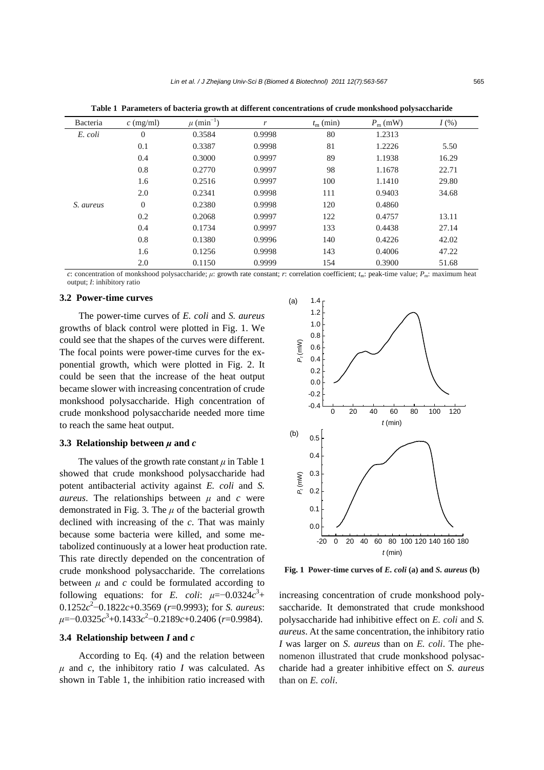**Table 1 Parameters of bacteria growth at different concentrations of crude monkshood polysaccharide**

| Bacteria | $c$ (mg/ml) | $\mu$ (min$^{-1}$) | $r$ | $t_m$ (min) | $P_m$ (mW) | $I$ (%) |
|---|---|---|---|---|---|---|
| *E. coli* | 0 | 0.3584 | 0.9998 | 80 | 1.2313 | |
| | 0.1 | 0.3387 | 0.9998 | 81 | 1.2226 | 5.50 |
| | 0.4 | 0.3000 | 0.9997 | 89 | 1.1938 | 16.29 |
| | 0.8 | 0.2770 | 0.9997 | 98 | 1.1678 | 22.71 |
| | 1.6 | 0.2516 | 0.9997 | 100 | 1.1410 | 29.80 |
| | 2.0 | 0.2341 | 0.9998 | 111 | 0.9403 | 34.68 |
| *S. aureus* | 0 | 0.2380 | 0.9998 | 120 | 0.4860 | |
| | 0.2 | 0.2068 | 0.9997 | 122 | 0.4757 | 13.11 |
| | 0.4 | 0.1734 | 0.9997 | 133 | 0.4438 | 27.14 |
| | 0.8 | 0.1380 | 0.9996 | 140 | 0.4226 | 42.02 |
| | 1.6 | 0.1256 | 0.9998 | 143 | 0.4006 | 47.22 |
| | 2.0 | 0.1150 | 0.9999 | 154 | 0.3900 | 51.68 |

$c$: concentration of monkshood polysaccharide; $\mu$: growth rate constant; $r$: correlation coefficient; $t_m$: peak-time value; $P_m$: maximum heat output; $I$: inhibitory ratio

### 3.2 Power-time curves

The power-time curves of *E. coli* and *S. aureus* growths of black control were plotted in Fig. 1. We could see that the shapes of the curves were different. The focal points were power-time curves for the exponential growth, which were plotted in Fig. 2. It could be seen that the increase of the heat output became slower with increasing concentration of crude monkshood polysaccharide. High concentration of crude monkshood polysaccharide needed more time to reach the same heat output.

**Fig. 1 Power-time curves of *E. coli* (a) and *S. aureus* (b)**

### 3.3 Relationship between $\mu$ and $c$

The values of the growth rate constant $\mu$ in Table 1 showed that crude monkshood polysaccharide had potent antibacterial activity against *E. coli* and *S. aureus*. The relationships between $\mu$ and $c$ were demonstrated in Fig. 3. The $\mu$ of the bacterial growth declined with increasing of the $c$. That was mainly because some bacteria were killed, and some metabolized continuously at a lower heat production rate. This rate directly depended on the concentration of crude monkshood polysaccharide. The correlations between $\mu$ and $c$ could be formulated according to following equations: for *E. coli*: $\mu=-0.0324c^3+0.1252c^2-0.1822c+0.3569$ ($r$=0.9993); for *S. aureus*: $\mu=-0.0325c^3+0.1433c^2-0.2189c+0.2406$ ($r$=0.9984).

### 3.4 Relationship between $I$ and $c$

According to Eq. (4) and the relation between $\mu$ and $c$, the inhibitory ratio $I$ was calculated. As shown in Table 1, the inhibition ratio increased with increasing concentration of crude monkshood polysaccharide. It demonstrated that crude monkshood polysaccharide had inhibitive effect on *E. coli* and *S. aureus*. At the same concentration, the inhibitory ratio $I$ was larger on *S. aureus* than on *E. coli*. The phenomenon illustrated that crude monkshood polysaccharide had a greater inhibitive effect on *S. aureus* than on *E. coli*.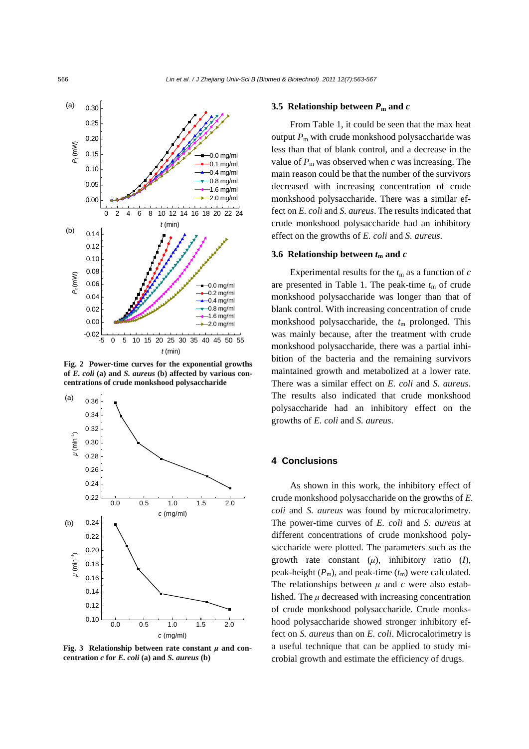Fig. 2 Power-time curves for the exponential growths of *E. coli* (a) and *S. aureus* (b) affected by various concentrations of crude monkshood polysaccharide

Fig. 3 Relationship between rate constant $\mu$ and concentration $c$ for *E. coli* (a) and *S. aureus* (b)

### 3.5 Relationship between $P_m$ and $c$

From Table 1, it could be seen that the max heat output $P_m$ with crude monkshood polysaccharide was less than that of blank control, and a decrease in the value of $P_m$ was observed when $c$ was increasing. The main reason could be that the number of the survivors decreased with increasing concentration of crude monkshood polysaccharide. There was a similar effect on *E. coli* and *S. aureus*. The results indicated that crude monkshood polysaccharide had an inhibitory effect on the growths of *E. coli* and *S. aureus*.

### 3.6 Relationship between $t_m$ and $c$

Experimental results for the $t_m$ as a function of $c$ are presented in Table 1. The peak-time $t_m$ of crude monkshood polysaccharide was longer than that of blank control. With increasing concentration of crude monkshood polysaccharide, the $t_m$ prolonged. This was mainly because, after the treatment with crude monkshood polysaccharide, there was a partial inhibition of the bacteria and the remaining survivors maintained growth and metabolized at a lower rate. There was a similar effect on *E. coli* and *S. aureus*. The results also indicated that crude monkshood polysaccharide had an inhibitory effect on the growths of *E. coli* and *S. aureus*.

## 4 Conclusions

As shown in this work, the inhibitory effect of crude monkshood polysaccharide on the growths of *E. coli* and *S. aureus* was found by microcalorimetry. The power-time curves of *E. coli* and *S. aureus* at different concentrations of crude monkshood polysaccharide were plotted. The parameters such as the growth rate constant ($\mu$), inhibitory ratio ($I$), peak-height ($P_m$), and peak-time ($t_m$) were calculated. The relationships between $\mu$ and $c$ were also established. The $\mu$ decreased with increasing concentration of crude monkshood polysaccharide. Crude monkshood polysaccharide showed stronger inhibitory effect on *S. aureus* than on *E. coli*. Microcalorimetry is a useful technique that can be applied to study microbial growth and estimate the efficiency of drugs.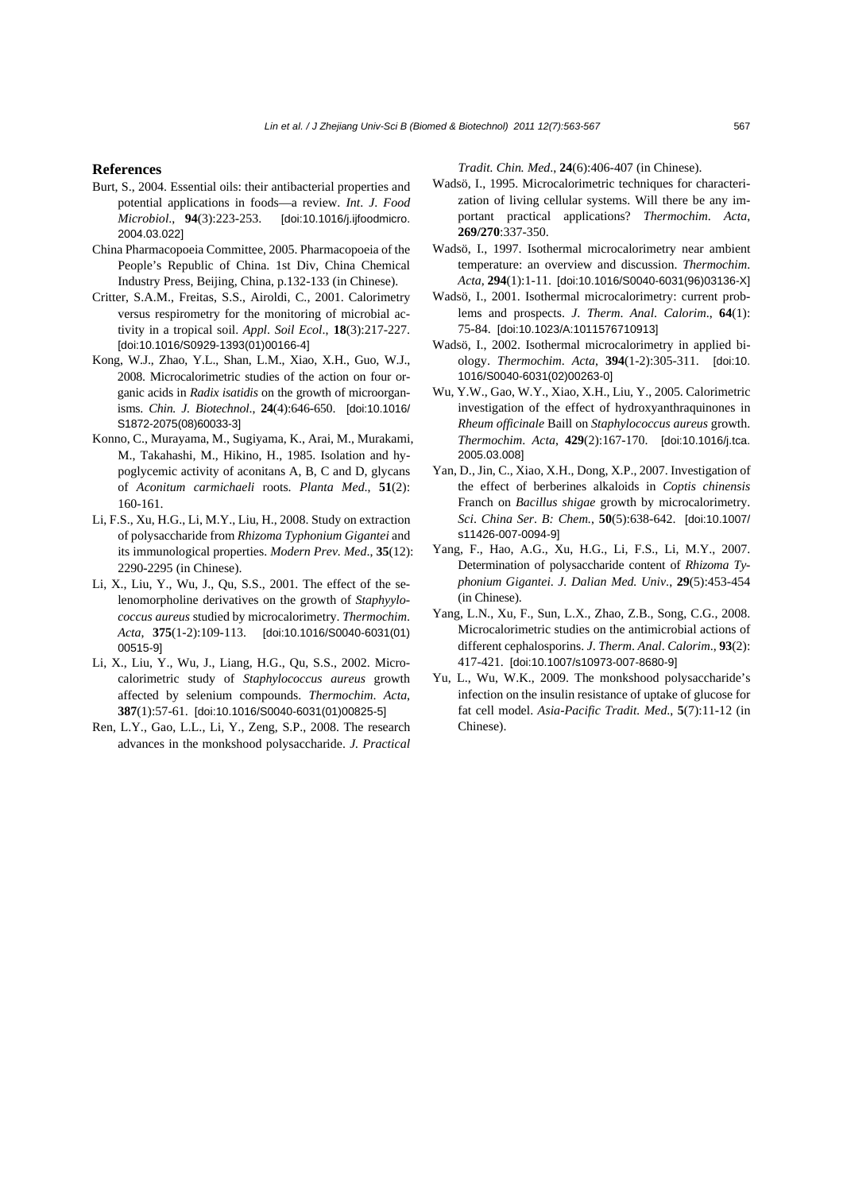## References

Burt, S., 2004. Essential oils: their antibacterial properties and potential applications in foods—a review. *Int. J. Food Microbiol.*, **94**(3):223-253. [doi:10.1016/j.ijfoodmicro.2004.03.022]

China Pharmacopoeia Committee, 2005. Pharmacopoeia of the People's Republic of China. 1st Div, China Chemical Industry Press, Beijing, China, p.132-133 (in Chinese).

Critter, S.A.M., Freitas, S.S., Airoldi, C., 2001. Calorimetry versus respirometry for the monitoring of microbial activity in a tropical soil. *Appl. Soil Ecol.*, **18**(3):217-227. [doi:10.1016/S0929-1393(01)00166-4]

Kong, W.J., Zhao, Y.L., Shan, L.M., Xiao, X.H., Guo, W.J., 2008. Microcalorimetric studies of the action on four organic acids in *Radix isatidis* on the growth of microorganisms. *Chin. J. Biotechnol.*, **24**(4):646-650. [doi:10.1016/S1872-2075(08)60033-3]

Konno, C., Murayama, M., Sugiyama, K., Arai, M., Murakami, M., Takahashi, M., Hikino, H., 1985. Isolation and hypoglycemic activity of aconitans A, B, C and D, glycans of *Aconitum carmichaeli* roots. *Planta Med.*, **51**(2): 160-161.

Li, F.S., Xu, H.G., Li, M.Y., Liu, H., 2008. Study on extraction of polysaccharide from *Rhizoma Typhonium Gigantei* and its immunological properties. *Modern Prev. Med.*, **35**(12): 2290-2295 (in Chinese).

Li, X., Liu, Y., Wu, J., Qu, S.S., 2001. The effect of the selenomorpholine derivatives on the growth of *Staphyylococcus aureus* studied by microcalorimetry. *Thermochim. Acta*, **375**(1-2):109-113. [doi:10.1016/S0040-6031(01)00515-9]

Li, X., Liu, Y., Wu, J., Liang, H.G., Qu, S.S., 2002. Microcalorimetric study of *Staphylococcus aureus* growth affected by selenium compounds. *Thermochim. Acta*, **387**(1):57-61. [doi:10.1016/S0040-6031(01)00825-5]

Ren, L.Y., Gao, L.L., Li, Y., Zeng, S.P., 2008. The research advances in the monkshood polysaccharide. *J. Practical Tradit. Chin. Med.*, **24**(6):406-407 (in Chinese).

Wadsö, I., 1995. Microcalorimetric techniques for characterization of living cellular systems. Will there be any important practical applications? *Thermochim. Acta*, **269/270**:337-350.

Wadsö, I., 1997. Isothermal microcalorimetry near ambient temperature: an overview and discussion. *Thermochim. Acta*, **294**(1):1-11. [doi:10.1016/S0040-6031(96)03136-X]

Wadsö, I., 2001. Isothermal microcalorimetry: current problems and prospects. *J. Therm. Anal. Calorim.*, **64**(1): 75-84. [doi:10.1023/A:1011576710913]

Wadsö, I., 2002. Isothermal microcalorimetry in applied biology. *Thermochim. Acta*, **394**(1-2):305-311. [doi:10.1016/S0040-6031(02)00263-0]

Wu, Y.W., Gao, W.Y., Xiao, X.H., Liu, Y., 2005. Calorimetric investigation of the effect of hydroxyanthraquinones in *Rheum officinale* Baill on *Staphylococcus aureus* growth. *Thermochim. Acta*, **429**(2):167-170. [doi:10.1016/j.tca.2005.03.008]

Yan, D., Jin, C., Xiao, X.H., Dong, X.P., 2007. Investigation of the effect of berberines alkaloids in *Coptis chinensis* Franch on *Bacillus shigae* growth by microcalorimetry. *Sci. China Ser. B: Chem.*, **50**(5):638-642. [doi:10.1007/s11426-007-0094-9]

Yang, F., Hao, A.G., Xu, H.G., Li, F.S., Li, M.Y., 2007. Determination of polysaccharide content of *Rhizoma Typhonium Gigantei*. *J. Dalian Med. Univ.*, **29**(5):453-454 (in Chinese).

Yang, L.N., Xu, F., Sun, L.X., Zhao, Z.B., Song, C.G., 2008. Microcalorimetric studies on the antimicrobial actions of different cephalosporins. *J. Therm. Anal. Calorim.*, **93**(2): 417-421. [doi:10.1007/s10973-007-8680-9]

Yu, L., Wu, W.K., 2009. The monkshood polysaccharide's infection on the insulin resistance of uptake of glucose for fat cell model. *Asia-Pacific Tradit. Med.*, **5**(7):11-12 (in Chinese).